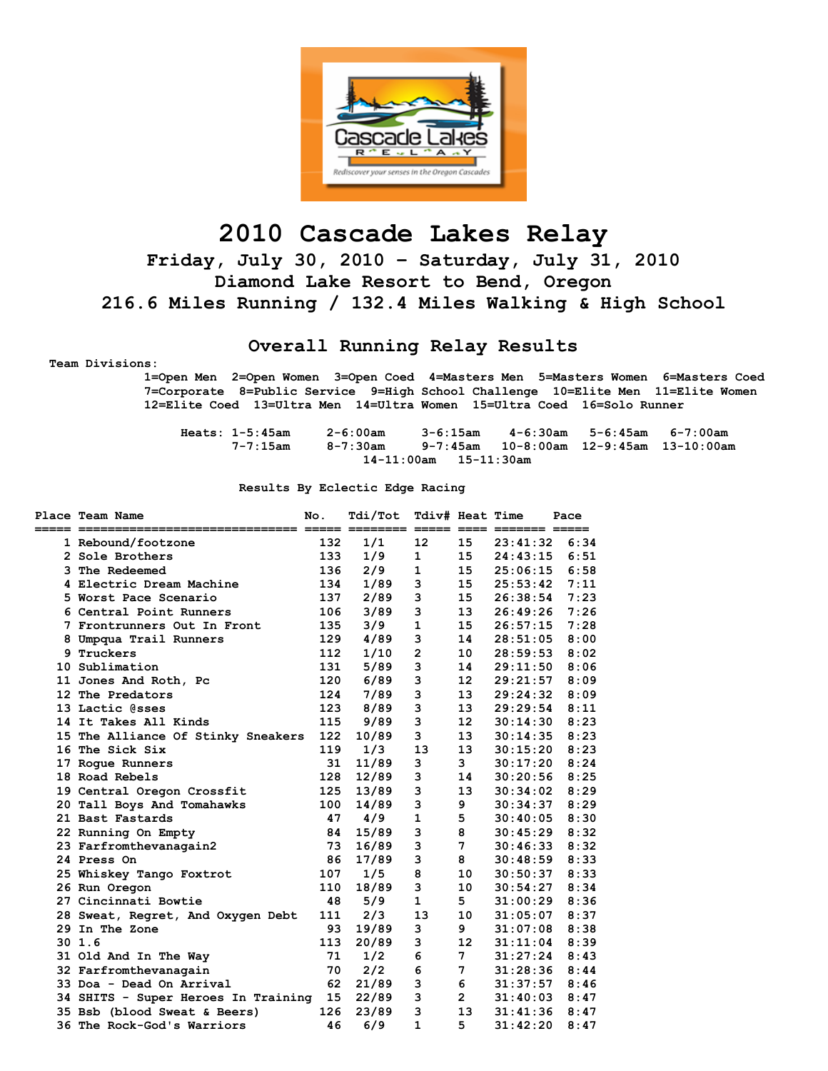# 2010 Cascade Lakes Relay

### Friday, July 30, 2010 - Saturday, July 31, 2010
### Diamond Lake Resort to Bend, Oregon
### 216.6 Miles Running / 132.4 Miles Walking & High School

## Overall Running Relay Results

**Team Divisions:**

1=Open Men 2=Open Women 3=Open Coed 4=Masters Men 5=Masters Women 6=Masters Coed 7=Corporate 8=Public Service 9=High School Challenge 10=Elite Men 11=Elite Women 12=Elite Coed 13=Ultra Men 14=Ultra Women 15=Ultra Coed 16=Solo Runner

**Heats:** 1-5:45am 2-6:00am 3-6:15am 4-6:30am 5-6:45am 6-7:00am 7-7:15am 8-7:30am 9-7:45am 10-8:00am 12-9:45am 13-10:00am 14-11:00am 15-11:30am

Results By Eclectic Edge Racing

| Place | Team Name | No. | Tdi/Tot | Tdiv# | Heat | Time | Pace |
|---|---|---|---|---|---|---|---|
| 1 | Rebound/footzone | 132 | 1/1 | 12 | 15 | 23:41:32 | 6:34 |
| 2 | Sole Brothers | 133 | 1/9 | 1 | 15 | 24:43:15 | 6:51 |
| 3 | The Redeemed | 136 | 2/9 | 1 | 15 | 25:06:15 | 6:58 |
| 4 | Electric Dream Machine | 134 | 1/89 | 3 | 15 | 25:53:42 | 7:11 |
| 5 | Worst Pace Scenario | 137 | 2/89 | 3 | 15 | 26:38:54 | 7:23 |
| 6 | Central Point Runners | 106 | 3/89 | 3 | 13 | 26:49:26 | 7:26 |
| 7 | Frontrunners Out In Front | 135 | 3/9 | 1 | 15 | 26:57:15 | 7:28 |
| 8 | Umpqua Trail Runners | 129 | 4/89 | 3 | 14 | 28:51:05 | 8:00 |
| 9 | Truckers | 112 | 1/10 | 2 | 10 | 28:59:53 | 8:02 |
| 10 | Sublimation | 131 | 5/89 | 3 | 14 | 29:11:50 | 8:06 |
| 11 | Jones And Roth, Pc | 120 | 6/89 | 3 | 12 | 29:21:57 | 8:09 |
| 12 | The Predators | 124 | 7/89 | 3 | 13 | 29:24:32 | 8:09 |
| 13 | Lactic @sses | 123 | 8/89 | 3 | 13 | 29:29:54 | 8:11 |
| 14 | It Takes All Kinds | 115 | 9/89 | 3 | 12 | 30:14:30 | 8:23 |
| 15 | The Alliance Of Stinky Sneakers | 122 | 10/89 | 3 | 13 | 30:14:35 | 8:23 |
| 16 | The Sick Six | 119 | 1/3 | 13 | 13 | 30:15:20 | 8:23 |
| 17 | Rogue Runners | 31 | 11/89 | 3 | 3 | 30:17:20 | 8:24 |
| 18 | Road Rebels | 128 | 12/89 | 3 | 14 | 30:20:56 | 8:25 |
| 19 | Central Oregon Crossfit | 125 | 13/89 | 3 | 13 | 30:34:02 | 8:29 |
| 20 | Tall Boys And Tomahawks | 100 | 14/89 | 3 | 9 | 30:34:37 | 8:29 |
| 21 | Bast Fastards | 47 | 4/9 | 1 | 5 | 30:40:05 | 8:30 |
| 22 | Running On Empty | 84 | 15/89 | 3 | 8 | 30:45:29 | 8:32 |
| 23 | Farfromthevanagain2 | 73 | 16/89 | 3 | 7 | 30:46:33 | 8:32 |
| 24 | Press On | 86 | 17/89 | 3 | 8 | 30:48:59 | 8:33 |
| 25 | Whiskey Tango Foxtrot | 107 | 1/5 | 8 | 10 | 30:50:37 | 8:33 |
| 26 | Run Oregon | 110 | 18/89 | 3 | 10 | 30:54:27 | 8:34 |
| 27 | Cincinnati Bowtie | 48 | 5/9 | 1 | 5 | 31:00:29 | 8:36 |
| 28 | Sweat, Regret, And Oxygen Debt | 111 | 2/3 | 13 | 10 | 31:05:07 | 8:37 |
| 29 | In The Zone | 93 | 19/89 | 3 | 9 | 31:07:08 | 8:38 |
| 30 | 1.6 | 113 | 20/89 | 3 | 12 | 31:11:04 | 8:39 |
| 31 | Old And In The Way | 71 | 1/2 | 6 | 7 | 31:27:24 | 8:43 |
| 32 | Farfromthevanagain | 70 | 2/2 | 6 | 7 | 31:28:36 | 8:44 |
| 33 | Doa - Dead On Arrival | 62 | 21/89 | 3 | 6 | 31:37:57 | 8:46 |
| 34 | SHITS - Super Heroes In Training | 15 | 22/89 | 3 | 2 | 31:40:03 | 8:47 |
| 35 | Bsb (blood Sweat & Beers) | 126 | 23/89 | 3 | 13 | 31:41:36 | 8:47 |
| 36 | The Rock-God's Warriors | 46 | 6/9 | 1 | 5 | 31:42:20 | 8:47 |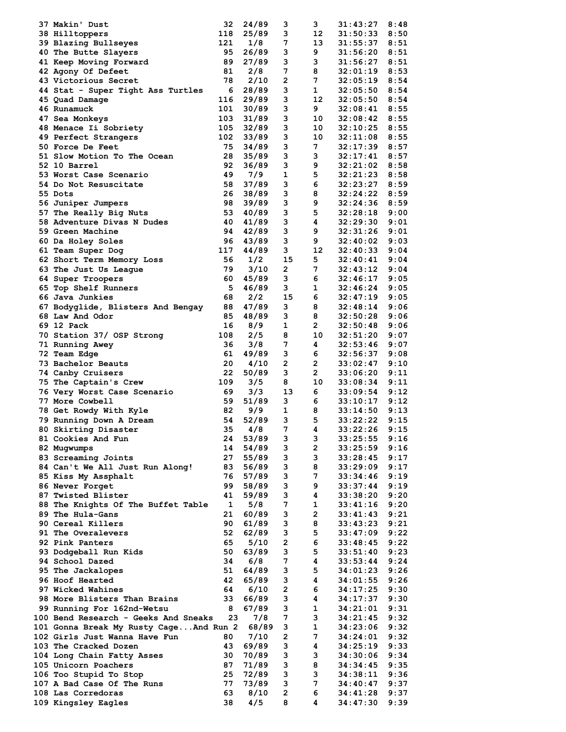| | | | | | | | |
|---|---|---|---|---|---|---|---|
| 37 | Makin' Dust | 32 | 24/89 | 3 | 3 | 31:43:27 | 8:48 |
| 38 | Hilltoppers | 118 | 25/89 | 3 | 12 | 31:50:33 | 8:50 |
| 39 | Blazing Bullseyes | 121 | 1/8 | 7 | 13 | 31:55:37 | 8:51 |
| 40 | The Butte Slayers | 95 | 26/89 | 3 | 9 | 31:56:20 | 8:51 |
| 41 | Keep Moving Forward | 89 | 27/89 | 3 | 3 | 31:56:27 | 8:51 |
| 42 | Agony Of Defeet | 81 | 2/8 | 7 | 8 | 32:01:19 | 8:53 |
| 43 | Victorious Secret | 78 | 2/10 | 2 | 7 | 32:05:19 | 8:54 |
| 44 | Stat - Super Tight Ass Turtles | 6 | 28/89 | 3 | 1 | 32:05:50 | 8:54 |
| 45 | Quad Damage | 116 | 29/89 | 3 | 12 | 32:05:50 | 8:54 |
| 46 | Runamuck | 101 | 30/89 | 3 | 9 | 32:08:41 | 8:55 |
| 47 | Sea Monkeys | 103 | 31/89 | 3 | 10 | 32:08:42 | 8:55 |
| 48 | Menace Ii Sobriety | 105 | 32/89 | 3 | 10 | 32:10:25 | 8:55 |
| 49 | Perfect Strangers | 102 | 33/89 | 3 | 10 | 32:11:08 | 8:55 |
| 50 | Force De Feet | 75 | 34/89 | 3 | 7 | 32:17:39 | 8:57 |
| 51 | Slow Motion To The Ocean | 28 | 35/89 | 3 | 3 | 32:17:41 | 8:57 |
| 52 | 10 Barrel | 92 | 36/89 | 3 | 9 | 32:21:02 | 8:58 |
| 53 | Worst Case Scenario | 49 | 7/9 | 1 | 5 | 32:21:23 | 8:58 |
| 54 | Do Not Resuscitate | 58 | 37/89 | 3 | 6 | 32:23:27 | 8:59 |
| 55 | Dots | 26 | 38/89 | 3 | 8 | 32:24:22 | 8:59 |
| 56 | Juniper Jumpers | 98 | 39/89 | 3 | 9 | 32:24:36 | 8:59 |
| 57 | The Really Big Nuts | 53 | 40/89 | 3 | 5 | 32:28:18 | 9:00 |
| 58 | Adventure Divas N Dudes | 40 | 41/89 | 3 | 4 | 32:29:30 | 9:01 |
| 59 | Green Machine | 94 | 42/89 | 3 | 9 | 32:31:26 | 9:01 |
| 60 | Da Holey Soles | 96 | 43/89 | 3 | 9 | 32:40:02 | 9:03 |
| 61 | Team Super Dog | 117 | 44/89 | 3 | 12 | 32:40:33 | 9:04 |
| 62 | Short Term Memory Loss | 56 | 1/2 | 15 | 5 | 32:40:41 | 9:04 |
| 63 | The Just Us League | 79 | 3/10 | 2 | 7 | 32:43:12 | 9:04 |
| 64 | Super Troopers | 60 | 45/89 | 3 | 6 | 32:46:17 | 9:05 |
| 65 | Top Shelf Runners | 5 | 46/89 | 3 | 1 | 32:46:24 | 9:05 |
| 66 | Java Junkies | 68 | 2/2 | 15 | 6 | 32:47:19 | 9:05 |
| 67 | Bodyglide, Blisters And Bengay | 88 | 47/89 | 3 | 8 | 32:48:14 | 9:06 |
| 68 | Law And Odor | 85 | 48/89 | 3 | 8 | 32:50:28 | 9:06 |
| 69 | 12 Pack | 16 | 8/9 | 1 | 2 | 32:50:48 | 9:06 |
| 70 | Station 37/ OSP Strong | 108 | 2/5 | 8 | 10 | 32:51:20 | 9:07 |
| 71 | Running Awey | 36 | 3/8 | 7 | 4 | 32:53:46 | 9:07 |
| 72 | Team Edge | 61 | 49/89 | 3 | 6 | 32:56:37 | 9:08 |
| 73 | Bachelor Beauts | 20 | 4/10 | 2 | 2 | 33:02:47 | 9:10 |
| 74 | Canby Cruisers | 22 | 50/89 | 3 | 2 | 33:06:20 | 9:11 |
| 75 | The Captain's Crew | 109 | 3/5 | 8 | 10 | 33:08:34 | 9:11 |
| 76 | Very Worst Case Scenario | 69 | 3/3 | 13 | 6 | 33:09:54 | 9:12 |
| 77 | More Cowbell | 59 | 51/89 | 3 | 6 | 33:10:17 | 9:12 |
| 78 | Get Rowdy With Kyle | 82 | 9/9 | 1 | 8 | 33:14:50 | 9:13 |
| 79 | Running Down A Dream | 54 | 52/89 | 3 | 5 | 33:22:22 | 9:15 |
| 80 | Skirting Disaster | 35 | 4/8 | 7 | 4 | 33:22:26 | 9:15 |
| 81 | Cookies And Fun | 24 | 53/89 | 3 | 3 | 33:25:55 | 9:16 |
| 82 | Mugwumps | 14 | 54/89 | 3 | 2 | 33:25:59 | 9:16 |
| 83 | Screaming Joints | 27 | 55/89 | 3 | 3 | 33:28:45 | 9:17 |
| 84 | Can't We All Just Run Along! | 83 | 56/89 | 3 | 8 | 33:29:09 | 9:17 |
| 85 | Kiss My Assphalt | 76 | 57/89 | 3 | 7 | 33:34:46 | 9:19 |
| 86 | Never Forget | 99 | 58/89 | 3 | 9 | 33:37:44 | 9:19 |
| 87 | Twisted Blister | 41 | 59/89 | 3 | 4 | 33:38:20 | 9:20 |
| 88 | The Knights Of The Buffet Table | 1 | 5/8 | 7 | 1 | 33:41:16 | 9:20 |
| 89 | The Hula-Gans | 21 | 60/89 | 3 | 2 | 33:41:43 | 9:21 |
| 90 | Cereal Killers | 90 | 61/89 | 3 | 8 | 33:43:23 | 9:21 |
| 91 | The Overalevers | 52 | 62/89 | 3 | 5 | 33:47:09 | 9:22 |
| 92 | Pink Panters | 65 | 5/10 | 2 | 6 | 33:48:45 | 9:22 |
| 93 | Dodgeball Run Kids | 50 | 63/89 | 3 | 5 | 33:51:40 | 9:23 |
| 94 | School Dazed | 34 | 6/8 | 7 | 4 | 33:53:44 | 9:24 |
| 95 | The Jackalopes | 51 | 64/89 | 3 | 5 | 34:01:23 | 9:26 |
| 96 | Hoof Hearted | 42 | 65/89 | 3 | 4 | 34:01:55 | 9:26 |
| 97 | Wicked Wahines | 64 | 6/10 | 2 | 6 | 34:17:25 | 9:30 |
| 98 | More Blisters Than Brains | 33 | 66/89 | 3 | 4 | 34:17:37 | 9:30 |
| 99 | Running For 162nd-Wetsu | 8 | 67/89 | 3 | 1 | 34:21:01 | 9:31 |
| 100 | Bend Research - Geeks And Sneaks | 23 | 7/8 | 7 | 3 | 34:21:45 | 9:32 |
| 101 | Gonna Break My Rusty Cage...And Run | 2 | 68/89 | 3 | 1 | 34:23:06 | 9:32 |
| 102 | Girls Just Wanna Have Fun | 80 | 7/10 | 2 | 7 | 34:24:01 | 9:32 |
| 103 | The Cracked Dozen | 43 | 69/89 | 3 | 4 | 34:25:19 | 9:33 |
| 104 | Long Chain Fatty Asses | 30 | 70/89 | 3 | 3 | 34:30:06 | 9:34 |
| 105 | Unicorn Poachers | 87 | 71/89 | 3 | 8 | 34:34:45 | 9:35 |
| 106 | Too Stupid To Stop | 25 | 72/89 | 3 | 3 | 34:38:11 | 9:36 |
| 107 | A Bad Case Of The Runs | 77 | 73/89 | 3 | 7 | 34:40:47 | 9:37 |
| 108 | Las Corredoras | 63 | 8/10 | 2 | 6 | 34:41:28 | 9:37 |
| 109 | Kingsley Eagles | 38 | 4/5 | 8 | 4 | 34:47:30 | 9:39 |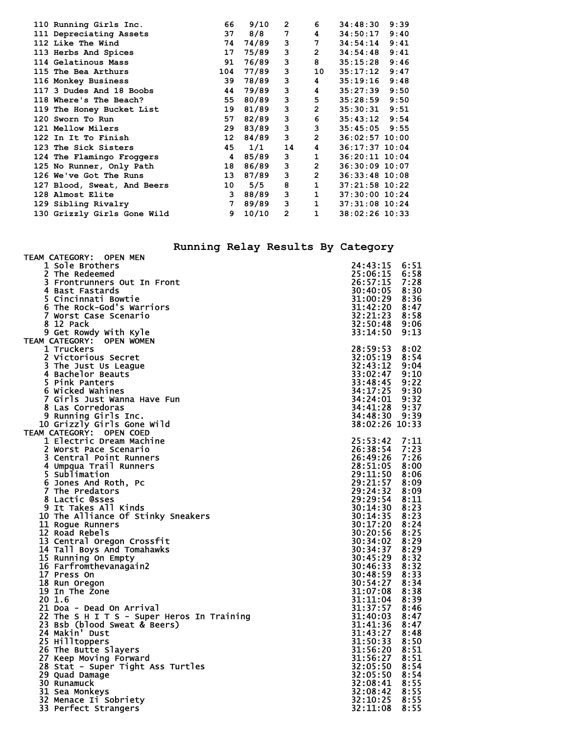| Place | Team | Bib | Div Place | Div | Runners | Time | Pace |
|---|---|---|---|---|---|---|---|
| 110 | Running Girls Inc. | 66 | 9/10 | 2 | 6 | 34:48:30 | 9:39 |
| 111 | Depreciating Assets | 37 | 8/8 | 7 | 4 | 34:50:17 | 9:40 |
| 112 | Like The Wind | 74 | 74/89 | 3 | 7 | 34:54:14 | 9:41 |
| 113 | Herbs And Spices | 17 | 75/89 | 3 | 2 | 34:54:48 | 9:41 |
| 114 | Gelatinous Mass | 91 | 76/89 | 3 | 8 | 35:15:28 | 9:46 |
| 115 | The Bea Arthurs | 104 | 77/89 | 3 | 10 | 35:17:12 | 9:47 |
| 116 | Monkey Business | 39 | 78/89 | 3 | 4 | 35:19:16 | 9:48 |
| 117 | 3 Dudes And 18 Boobs | 44 | 79/89 | 3 | 4 | 35:27:39 | 9:50 |
| 118 | Where's The Beach? | 55 | 80/89 | 3 | 5 | 35:28:59 | 9:50 |
| 119 | The Honey Bucket List | 19 | 81/89 | 3 | 2 | 35:30:31 | 9:51 |
| 120 | Sworn To Run | 57 | 82/89 | 3 | 6 | 35:43:12 | 9:54 |
| 121 | Mellow Milers | 29 | 83/89 | 3 | 3 | 35:45:05 | 9:55 |
| 122 | In It To Finish | 12 | 84/89 | 3 | 2 | 36:02:57 | 10:00 |
| 123 | The Sick Sisters | 45 | 1/1 | 14 | 4 | 36:17:37 | 10:04 |
| 124 | The Flamingo Froggers | 4 | 85/89 | 3 | 1 | 36:20:11 | 10:04 |
| 125 | No Runner, Only Path | 18 | 86/89 | 3 | 2 | 36:30:09 | 10:07 |
| 126 | We've Got The Runs | 13 | 87/89 | 3 | 2 | 36:33:48 | 10:08 |
| 127 | Blood, Sweat, And Beers | 10 | 5/5 | 8 | 1 | 37:21:58 | 10:22 |
| 128 | Almost Elite | 3 | 88/89 | 3 | 1 | 37:30:00 | 10:24 |
| 129 | Sibling Rivalry | 7 | 89/89 | 3 | 1 | 37:31:08 | 10:24 |
| 130 | Grizzly Girls Gone Wild | 9 | 10/10 | 2 | 1 | 38:02:26 | 10:33 |

## Running Relay Results By Category

**TEAM CATEGORY: OPEN MEN**

| Place | Team | Time | Pace |
|---|---|---|---|
| 1 | Sole Brothers | 24:43:15 | 6:51 |
| 2 | The Redeemed | 25:06:15 | 6:58 |
| 3 | Frontrunners Out In Front | 26:57:15 | 7:28 |
| 4 | Bast Fastards | 30:40:05 | 8:30 |
| 5 | Cincinnati Bowtie | 31:00:29 | 8:36 |
| 6 | The Rock-God's Warriors | 31:42:20 | 8:47 |
| 7 | Worst Case Scenario | 32:21:23 | 8:58 |
| 8 | 12 Pack | 32:50:48 | 9:06 |
| 9 | Get Rowdy With Kyle | 33:14:50 | 9:13 |

**TEAM CATEGORY: OPEN WOMEN**

| Place | Team | Time | Pace |
|---|---|---|---|
| 1 | Truckers | 28:59:53 | 8:02 |
| 2 | Victorious Secret | 32:05:19 | 8:54 |
| 3 | The Just Us League | 32:43:12 | 9:04 |
| 4 | Bachelor Beauts | 33:02:47 | 9:10 |
| 5 | Pink Panters | 33:48:45 | 9:22 |
| 6 | Wicked Wahines | 34:17:25 | 9:30 |
| 7 | Girls Just Wanna Have Fun | 34:24:01 | 9:32 |
| 8 | Las Corredoras | 34:41:28 | 9:37 |
| 9 | Running Girls Inc. | 34:48:30 | 9:39 |
| 10 | Grizzly Girls Gone Wild | 38:02:26 | 10:33 |

**TEAM CATEGORY: OPEN COED**

| Place | Team | Time | Pace |
|---|---|---|---|
| 1 | Electric Dream Machine | 25:53:42 | 7:11 |
| 2 | Worst Pace Scenario | 26:38:54 | 7:23 |
| 3 | Central Point Runners | 26:49:26 | 7:26 |
| 4 | Umpqua Trail Runners | 28:51:05 | 8:00 |
| 5 | Sublimation | 29:11:50 | 8:06 |
| 6 | Jones And Roth, Pc | 29:21:57 | 8:09 |
| 7 | The Predators | 29:24:32 | 8:09 |
| 8 | Lactic @sses | 29:29:54 | 8:11 |
| 9 | It Takes All Kinds | 30:14:30 | 8:23 |
| 10 | The Alliance Of Stinky Sneakers | 30:14:35 | 8:23 |
| 11 | Rogue Runners | 30:17:20 | 8:24 |
| 12 | Road Rebels | 30:20:56 | 8:25 |
| 13 | Central Oregon Crossfit | 30:34:02 | 8:29 |
| 14 | Tall Boys And Tomahawks | 30:34:37 | 8:29 |
| 15 | Running On Empty | 30:45:29 | 8:32 |
| 16 | Farfromthevanagain2 | 30:46:33 | 8:32 |
| 17 | Press On | 30:48:59 | 8:33 |
| 18 | Run Oregon | 30:54:27 | 8:34 |
| 19 | In The Zone | 31:07:08 | 8:38 |
| 20 | 1.6 | 31:11:04 | 8:39 |
| 21 | Doa - Dead On Arrival | 31:37:57 | 8:46 |
| 22 | The S H I T S - Super Heros In Training | 31:40:03 | 8:47 |
| 23 | Bsb (blood Sweat & Beers) | 31:41:36 | 8:47 |
| 24 | Makin' Dust | 31:43:27 | 8:48 |
| 25 | Hilltoppers | 31:50:33 | 8:50 |
| 26 | The Butte Slayers | 31:56:20 | 8:51 |
| 27 | Keep Moving Forward | 31:56:27 | 8:51 |
| 28 | Stat - Super Tight Ass Turtles | 32:05:50 | 8:54 |
| 29 | Quad Damage | 32:05:50 | 8:54 |
| 30 | Runamuck | 32:08:41 | 8:55 |
| 31 | Sea Monkeys | 32:08:42 | 8:55 |
| 32 | Menace Ii Sobriety | 32:10:25 | 8:55 |
| 33 | Perfect Strangers | 32:11:08 | 8:55 |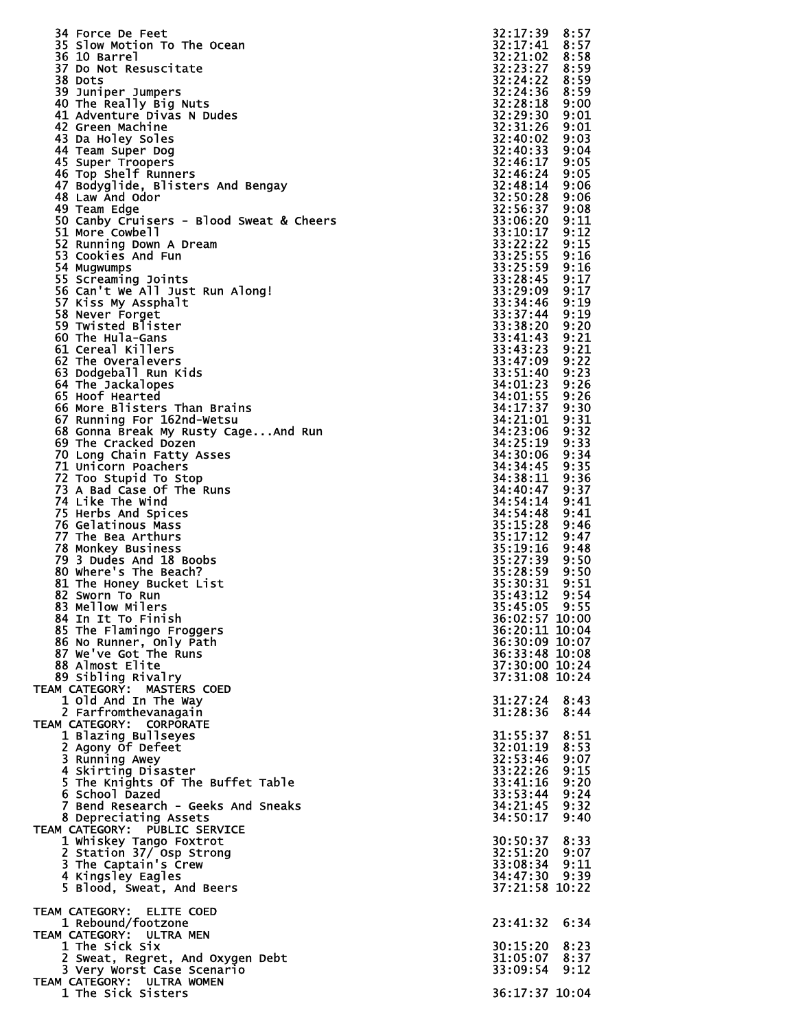| Place | Team | Time | Pace |
|---|---|---|---|
| 34 | Force De Feet | 32:17:39 | 8:57 |
| 35 | Slow Motion To The Ocean | 32:17:41 | 8:57 |
| 36 | 10 Barrel | 32:21:02 | 8:58 |
| 37 | Do Not Resuscitate | 32:23:27 | 8:59 |
| 38 | Dots | 32:24:22 | 8:59 |
| 39 | Juniper Jumpers | 32:24:36 | 8:59 |
| 40 | The Really Big Nuts | 32:28:18 | 9:00 |
| 41 | Adventure Divas N Dudes | 32:29:30 | 9:01 |
| 42 | Green Machine | 32:31:26 | 9:01 |
| 43 | Da Holey Soles | 32:40:02 | 9:03 |
| 44 | Team Super Dog | 32:40:33 | 9:04 |
| 45 | Super Troopers | 32:46:17 | 9:05 |
| 46 | Top Shelf Runners | 32:46:24 | 9:05 |
| 47 | Bodyglide, Blisters And Bengay | 32:48:14 | 9:06 |
| 48 | Law And Odor | 32:50:28 | 9:06 |
| 49 | Team Edge | 32:56:37 | 9:08 |
| 50 | Canby Cruisers - Blood Sweat & Cheers | 33:06:20 | 9:11 |
| 51 | More Cowbell | 33:10:17 | 9:12 |
| 52 | Running Down A Dream | 33:22:22 | 9:15 |
| 53 | Cookies And Fun | 33:25:55 | 9:16 |
| 54 | Mugwumps | 33:25:59 | 9:16 |
| 55 | Screaming Joints | 33:28:45 | 9:17 |
| 56 | Can't We All Just Run Along! | 33:29:09 | 9:17 |
| 57 | Kiss My Assphalt | 33:34:46 | 9:19 |
| 58 | Never Forget | 33:37:44 | 9:19 |
| 59 | Twisted Blister | 33:38:20 | 9:20 |
| 60 | The Hula-Gans | 33:41:43 | 9:21 |
| 61 | Cereal Killers | 33:43:23 | 9:21 |
| 62 | The Overalevers | 33:47:09 | 9:22 |
| 63 | Dodgeball Run Kids | 33:51:40 | 9:23 |
| 64 | The Jackalopes | 34:01:23 | 9:26 |
| 65 | Hoof Hearted | 34:01:55 | 9:26 |
| 66 | More Blisters Than Brains | 34:17:37 | 9:30 |
| 67 | Running For 162nd-Wetsu | 34:21:01 | 9:31 |
| 68 | Gonna Break My Rusty Cage...And Run | 34:23:06 | 9:32 |
| 69 | The Cracked Dozen | 34:25:19 | 9:33 |
| 70 | Long Chain Fatty Asses | 34:30:06 | 9:34 |
| 71 | Unicorn Poachers | 34:34:45 | 9:35 |
| 72 | Too Stupid To Stop | 34:38:11 | 9:36 |
| 73 | A Bad Case Of The Runs | 34:40:47 | 9:37 |
| 74 | Like The Wind | 34:54:14 | 9:41 |
| 75 | Herbs And Spices | 34:54:48 | 9:41 |
| 76 | Gelatinous Mass | 35:15:28 | 9:46 |
| 77 | The Bea Arthurs | 35:17:12 | 9:47 |
| 78 | Monkey Business | 35:19:16 | 9:48 |
| 79 | 3 Dudes And 18 Boobs | 35:27:39 | 9:50 |
| 80 | Where's The Beach? | 35:28:59 | 9:50 |
| 81 | The Honey Bucket List | 35:30:31 | 9:51 |
| 82 | Sworn To Run | 35:43:12 | 9:54 |
| 83 | Mellow Milers | 35:45:05 | 9:55 |
| 84 | In It To Finish | 36:02:57 | 10:00 |
| 85 | The Flamingo Froggers | 36:20:11 | 10:04 |
| 86 | No Runner, Only Path | 36:30:09 | 10:07 |
| 87 | We've Got The Runs | 36:33:48 | 10:08 |
| 88 | Almost Elite | 37:30:00 | 10:24 |
| 89 | Sibling Rivalry | 37:31:08 | 10:24 |

TEAM CATEGORY: MASTERS COED

| Place | Team | Time | Pace |
|---|---|---|---|
| 1 | Old And In The Way | 31:27:24 | 8:43 |
| 2 | Farfromthevanagain | 31:28:36 | 8:44 |

TEAM CATEGORY: CORPORATE

| Place | Team | Time | Pace |
|---|---|---|---|
| 1 | Blazing Bullseyes | 31:55:37 | 8:51 |
| 2 | Agony Of Defeet | 32:01:19 | 8:53 |
| 3 | Running Awey | 32:53:46 | 9:07 |
| 4 | Skirting Disaster | 33:22:26 | 9:15 |
| 5 | The Knights Of The Buffet Table | 33:41:16 | 9:20 |
| 6 | School Dazed | 33:53:44 | 9:24 |
| 7 | Bend Research - Geeks And Sneaks | 34:21:45 | 9:32 |
| 8 | Depreciating Assets | 34:50:17 | 9:40 |

TEAM CATEGORY: PUBLIC SERVICE

| Place | Team | Time | Pace |
|---|---|---|---|
| 1 | Whiskey Tango Foxtrot | 30:50:37 | 8:33 |
| 2 | Station 37/ Osp Strong | 32:51:20 | 9:07 |
| 3 | The Captain's Crew | 33:08:34 | 9:11 |
| 4 | Kingsley Eagles | 34:47:30 | 9:39 |
| 5 | Blood, Sweat, And Beers | 37:21:58 | 10:22 |

TEAM CATEGORY: ELITE COED

| Place | Team | Time | Pace |
|---|---|---|---|
| 1 | Rebound/footzone | 23:41:32 | 6:34 |

TEAM CATEGORY: ULTRA MEN

| Place | Team | Time | Pace |
|---|---|---|---|
| 1 | The Sick Six | 30:15:20 | 8:23 |
| 2 | Sweat, Regret, And Oxygen Debt | 31:05:07 | 8:37 |
| 3 | Very Worst Case Scenario | 33:09:54 | 9:12 |

TEAM CATEGORY: ULTRA WOMEN

| Place | Team | Time | Pace |
|---|---|---|---|
| 1 | The Sick Sisters | 36:17:37 | 10:04 |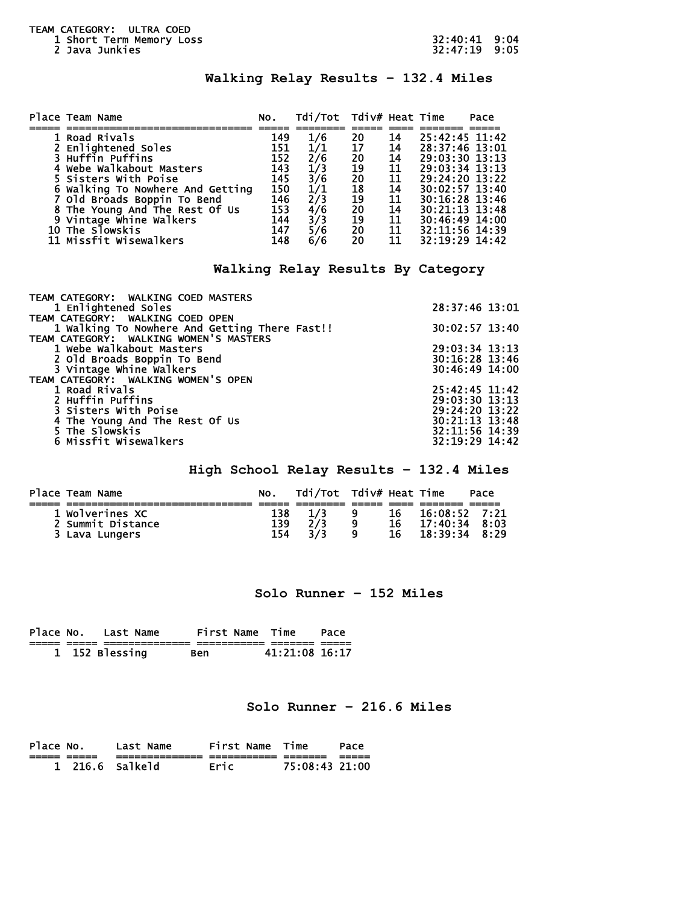TEAM CATEGORY: ULTRA COED

| | | | |
|---|---|---|---|
| 1 | Short Term Memory Loss | 32:40:41 | 9:04 |
| 2 | Java Junkies | 32:47:19 | 9:05 |

## Walking Relay Results - 132.4 Miles

| Place | Team Name | No. | Tdi/Tot | Tdiv# | Heat | Time | Pace |
|---|---|---|---|---|---|---|---|
| 1 | Road Rivals | 149 | 1/6 | 20 | 14 | 25:42:45 | 11:42 |
| 2 | Enlightened Soles | 151 | 1/1 | 17 | 14 | 28:37:46 | 13:01 |
| 3 | Huffin Puffins | 152 | 2/6 | 20 | 14 | 29:03:30 | 13:13 |
| 4 | Webe Walkabout Masters | 143 | 1/3 | 19 | 11 | 29:03:34 | 13:13 |
| 5 | Sisters With Poise | 145 | 3/6 | 20 | 11 | 29:24:20 | 13:22 |
| 6 | Walking To Nowhere And Getting | 150 | 1/1 | 18 | 14 | 30:02:57 | 13:40 |
| 7 | Old Broads Boppin To Bend | 146 | 2/3 | 19 | 11 | 30:16:28 | 13:46 |
| 8 | The Young And The Rest Of Us | 153 | 4/6 | 20 | 14 | 30:21:13 | 13:48 |
| 9 | Vintage Whine Walkers | 144 | 3/3 | 19 | 11 | 30:46:49 | 14:00 |
| 10 | The Slowskis | 147 | 5/6 | 20 | 11 | 32:11:56 | 14:39 |
| 11 | Missfit Wisewalkers | 148 | 6/6 | 20 | 11 | 32:19:29 | 14:42 |

## Walking Relay Results By Category

TEAM CATEGORY: WALKING COED MASTERS

| | | | |
|---|---|---|---|
| 1 | Enlightened Soles | 28:37:46 | 13:01 |

TEAM CATEGORY: WALKING COED OPEN

| | | | |
|---|---|---|---|
| 1 | Walking To Nowhere And Getting There Fast!! | 30:02:57 | 13:40 |

TEAM CATEGORY: WALKING WOMEN'S MASTERS

| | | | |
|---|---|---|---|
| 1 | Webe Walkabout Masters | 29:03:34 | 13:13 |
| 2 | Old Broads Boppin To Bend | 30:16:28 | 13:46 |
| 3 | Vintage Whine Walkers | 30:46:49 | 14:00 |

TEAM CATEGORY: WALKING WOMEN'S OPEN

| | | | |
|---|---|---|---|
| 1 | Road Rivals | 25:42:45 | 11:42 |
| 2 | Huffin Puffins | 29:03:30 | 13:13 |
| 3 | Sisters With Poise | 29:24:20 | 13:22 |
| 4 | The Young And The Rest Of Us | 30:21:13 | 13:48 |
| 5 | The Slowskis | 32:11:56 | 14:39 |
| 6 | Missfit Wisewalkers | 32:19:29 | 14:42 |

## High School Relay Results - 132.4 Miles

| Place | Team Name | No. | Tdi/Tot | Tdiv# | Heat | Time | Pace |
|---|---|---|---|---|---|---|---|
| 1 | Wolverines XC | 138 | 1/3 | 9 | 16 | 16:08:52 | 7:21 |
| 2 | Summit Distance | 139 | 2/3 | 9 | 16 | 17:40:34 | 8:03 |
| 3 | Lava Lungers | 154 | 3/3 | 9 | 16 | 18:39:34 | 8:29 |

## Solo Runner - 152 Miles

| Place | No. | Last Name | First Name | Time | Pace |
|---|---|---|---|---|---|
| 1 | 152 | Blessing | Ben | 41:21:08 | 16:17 |

## Solo Runner - 216.6 Miles

| Place | No. | Last Name | First Name | Time | Pace |
|---|---|---|---|---|---|
| 1 | 216.6 | Salkeld | Eric | 75:08:43 | 21:00 |